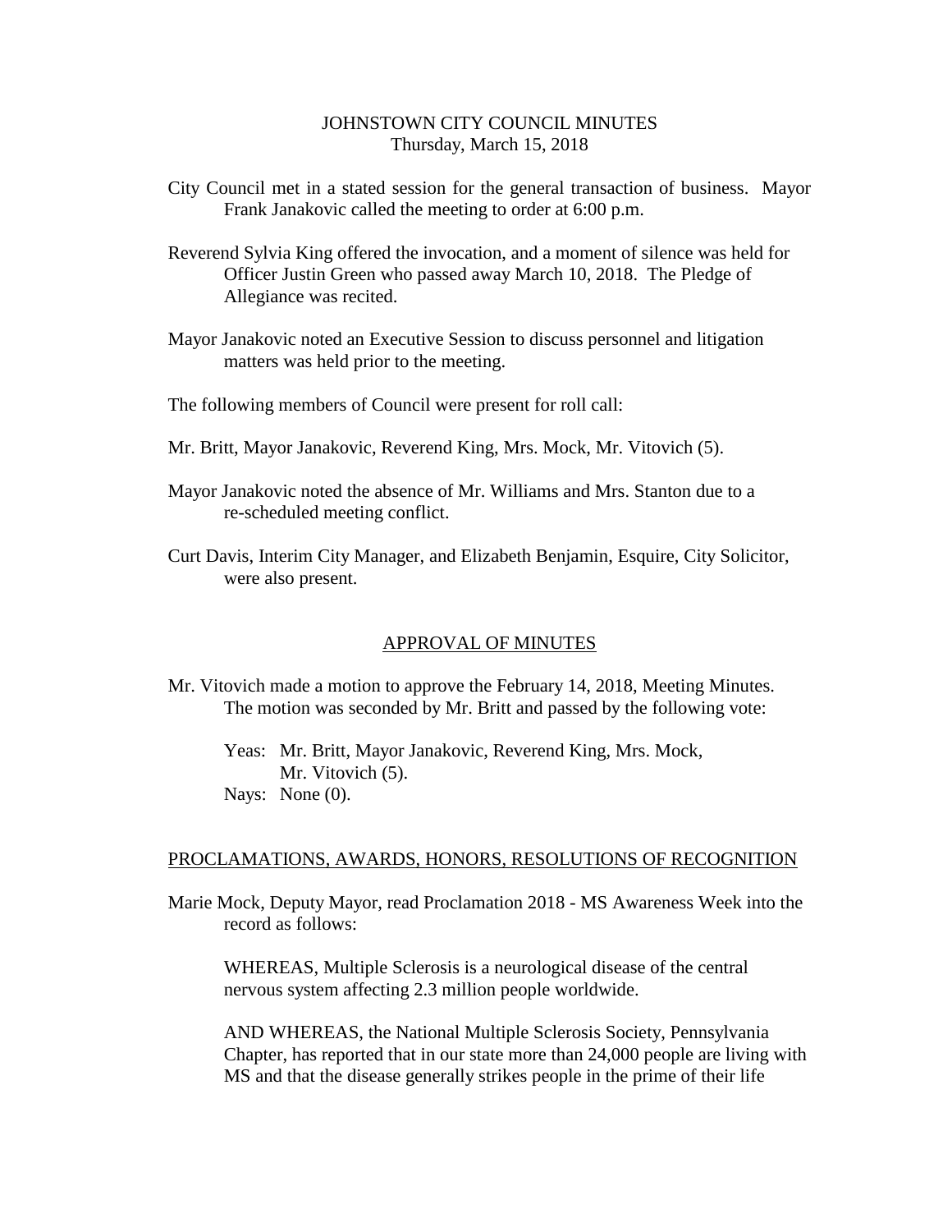# JOHNSTOWN CITY COUNCIL MINUTES
Thursday, March 15, 2018

City Council met in a stated session for the general transaction of business. Mayor Frank Janakovic called the meeting to order at 6:00 p.m.

Reverend Sylvia King offered the invocation, and a moment of silence was held for Officer Justin Green who passed away March 10, 2018. The Pledge of Allegiance was recited.

Mayor Janakovic noted an Executive Session to discuss personnel and litigation matters was held prior to the meeting.

The following members of Council were present for roll call:

Mr. Britt, Mayor Janakovic, Reverend King, Mrs. Mock, Mr. Vitovich (5).

Mayor Janakovic noted the absence of Mr. Williams and Mrs. Stanton due to a re-scheduled meeting conflict.

Curt Davis, Interim City Manager, and Elizabeth Benjamin, Esquire, City Solicitor, were also present.

## APPROVAL OF MINUTES

Mr. Vitovich made a motion to approve the February 14, 2018, Meeting Minutes. The motion was seconded by Mr. Britt and passed by the following vote:

Yeas: Mr. Britt, Mayor Janakovic, Reverend King, Mrs. Mock, Mr. Vitovich (5).
Nays: None (0).

## PROCLAMATIONS, AWARDS, HONORS, RESOLUTIONS OF RECOGNITION

Marie Mock, Deputy Mayor, read Proclamation 2018 - MS Awareness Week into the record as follows:

WHEREAS, Multiple Sclerosis is a neurological disease of the central nervous system affecting 2.3 million people worldwide.

AND WHEREAS, the National Multiple Sclerosis Society, Pennsylvania Chapter, has reported that in our state more than 24,000 people are living with MS and that the disease generally strikes people in the prime of their life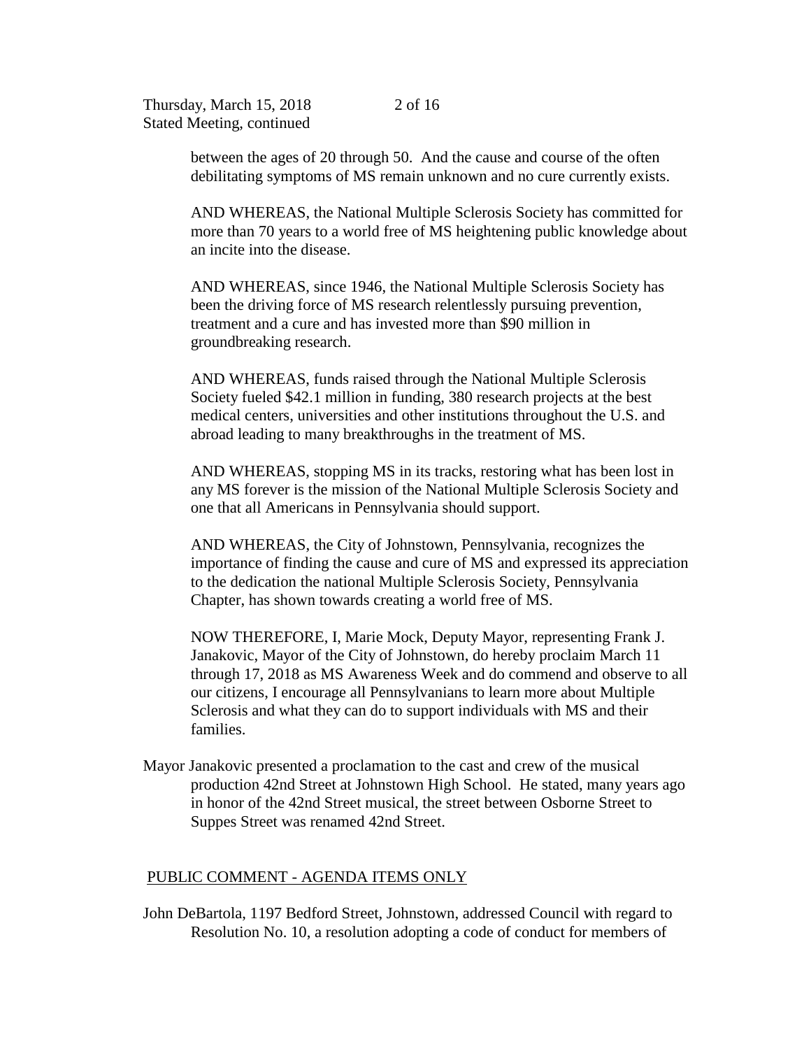between the ages of 20 through 50. And the cause and course of the often debilitating symptoms of MS remain unknown and no cure currently exists.

AND WHEREAS, the National Multiple Sclerosis Society has committed for more than 70 years to a world free of MS heightening public knowledge about an incite into the disease.

AND WHEREAS, since 1946, the National Multiple Sclerosis Society has been the driving force of MS research relentlessly pursuing prevention, treatment and a cure and has invested more than $90 million in groundbreaking research.

AND WHEREAS, funds raised through the National Multiple Sclerosis Society fueled $42.1 million in funding, 380 research projects at the best medical centers, universities and other institutions throughout the U.S. and abroad leading to many breakthroughs in the treatment of MS.

AND WHEREAS, stopping MS in its tracks, restoring what has been lost in any MS forever is the mission of the National Multiple Sclerosis Society and one that all Americans in Pennsylvania should support.

AND WHEREAS, the City of Johnstown, Pennsylvania, recognizes the importance of finding the cause and cure of MS and expressed its appreciation to the dedication the national Multiple Sclerosis Society, Pennsylvania Chapter, has shown towards creating a world free of MS.

NOW THEREFORE, I, Marie Mock, Deputy Mayor, representing Frank J. Janakovic, Mayor of the City of Johnstown, do hereby proclaim March 11 through 17, 2018 as MS Awareness Week and do commend and observe to all our citizens, I encourage all Pennsylvanians to learn more about Multiple Sclerosis and what they can do to support individuals with MS and their families.

Mayor Janakovic presented a proclamation to the cast and crew of the musical production 42nd Street at Johnstown High School. He stated, many years ago in honor of the 42nd Street musical, the street between Osborne Street to Suppes Street was renamed 42nd Street.

## PUBLIC COMMENT - AGENDA ITEMS ONLY

John DeBartola, 1197 Bedford Street, Johnstown, addressed Council with regard to Resolution No. 10, a resolution adopting a code of conduct for members of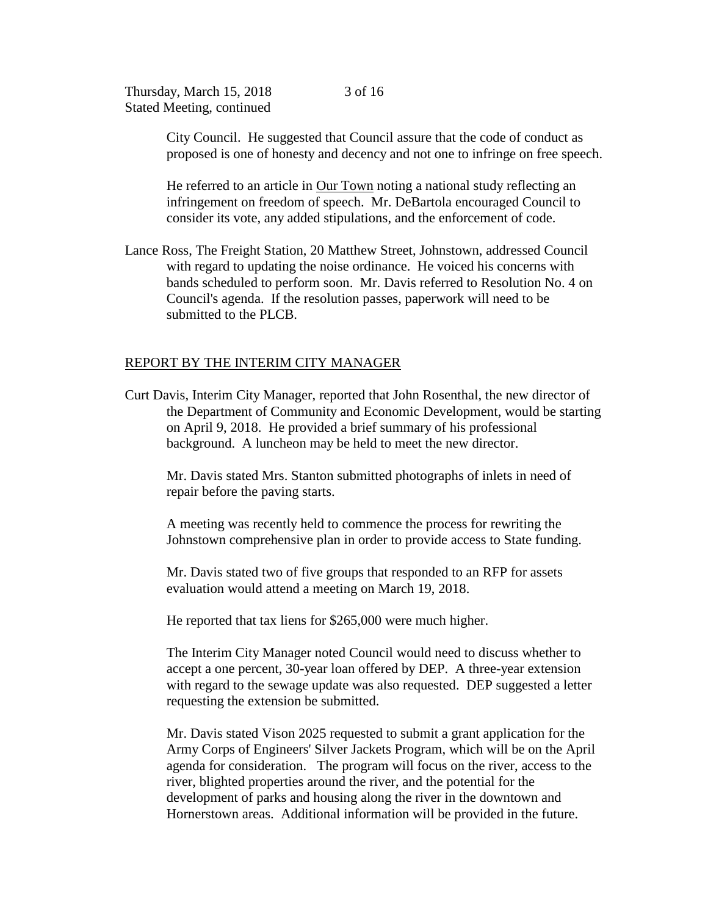City Council. He suggested that Council assure that the code of conduct as proposed is one of honesty and decency and not one to infringe on free speech.

He referred to an article in Our Town noting a national study reflecting an infringement on freedom of speech. Mr. DeBartola encouraged Council to consider its vote, any added stipulations, and the enforcement of code.

Lance Ross, The Freight Station, 20 Matthew Street, Johnstown, addressed Council with regard to updating the noise ordinance. He voiced his concerns with bands scheduled to perform soon. Mr. Davis referred to Resolution No. 4 on Council's agenda. If the resolution passes, paperwork will need to be submitted to the PLCB.

## REPORT BY THE INTERIM CITY MANAGER

Curt Davis, Interim City Manager, reported that John Rosenthal, the new director of the Department of Community and Economic Development, would be starting on April 9, 2018. He provided a brief summary of his professional background. A luncheon may be held to meet the new director.

Mr. Davis stated Mrs. Stanton submitted photographs of inlets in need of repair before the paving starts.

A meeting was recently held to commence the process for rewriting the Johnstown comprehensive plan in order to provide access to State funding.

Mr. Davis stated two of five groups that responded to an RFP for assets evaluation would attend a meeting on March 19, 2018.

He reported that tax liens for $265,000 were much higher.

The Interim City Manager noted Council would need to discuss whether to accept a one percent, 30-year loan offered by DEP. A three-year extension with regard to the sewage update was also requested. DEP suggested a letter requesting the extension be submitted.

Mr. Davis stated Vison 2025 requested to submit a grant application for the Army Corps of Engineers' Silver Jackets Program, which will be on the April agenda for consideration. The program will focus on the river, access to the river, blighted properties around the river, and the potential for the development of parks and housing along the river in the downtown and Hornerstown areas. Additional information will be provided in the future.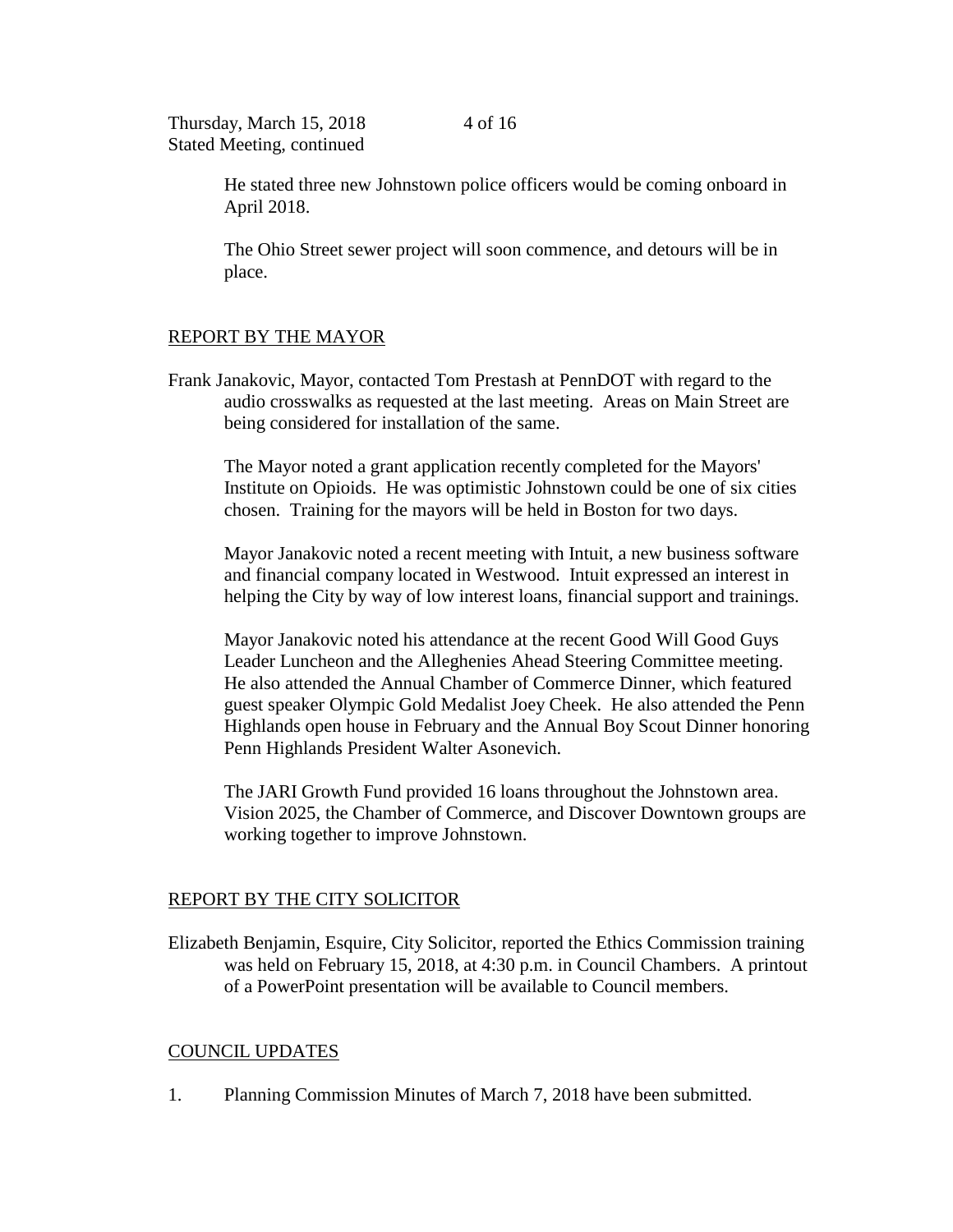He stated three new Johnstown police officers would be coming onboard in April 2018.

The Ohio Street sewer project will soon commence, and detours will be in place.

## REPORT BY THE MAYOR

Frank Janakovic, Mayor, contacted Tom Prestash at PennDOT with regard to the audio crosswalks as requested at the last meeting. Areas on Main Street are being considered for installation of the same.

The Mayor noted a grant application recently completed for the Mayors' Institute on Opioids. He was optimistic Johnstown could be one of six cities chosen. Training for the mayors will be held in Boston for two days.

Mayor Janakovic noted a recent meeting with Intuit, a new business software and financial company located in Westwood. Intuit expressed an interest in helping the City by way of low interest loans, financial support and trainings.

Mayor Janakovic noted his attendance at the recent Good Will Good Guys Leader Luncheon and the Alleghenies Ahead Steering Committee meeting. He also attended the Annual Chamber of Commerce Dinner, which featured guest speaker Olympic Gold Medalist Joey Cheek. He also attended the Penn Highlands open house in February and the Annual Boy Scout Dinner honoring Penn Highlands President Walter Asonevich.

The JARI Growth Fund provided 16 loans throughout the Johnstown area. Vision 2025, the Chamber of Commerce, and Discover Downtown groups are working together to improve Johnstown.

## REPORT BY THE CITY SOLICITOR

Elizabeth Benjamin, Esquire, City Solicitor, reported the Ethics Commission training was held on February 15, 2018, at 4:30 p.m. in Council Chambers. A printout of a PowerPoint presentation will be available to Council members.

## COUNCIL UPDATES

1. Planning Commission Minutes of March 7, 2018 have been submitted.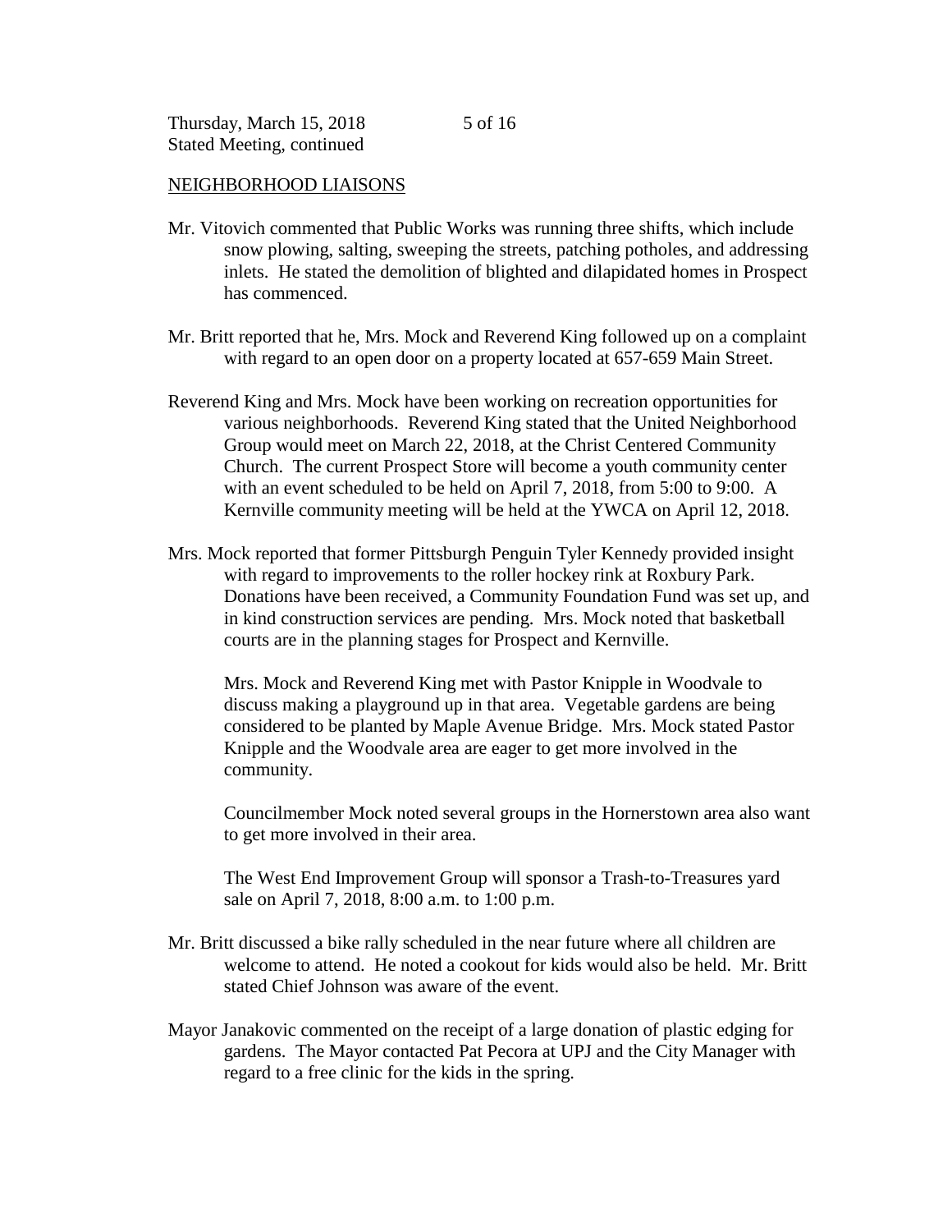## NEIGHBORHOOD LIAISONS

Mr. Vitovich commented that Public Works was running three shifts, which include snow plowing, salting, sweeping the streets, patching potholes, and addressing inlets. He stated the demolition of blighted and dilapidated homes in Prospect has commenced.

Mr. Britt reported that he, Mrs. Mock and Reverend King followed up on a complaint with regard to an open door on a property located at 657-659 Main Street.

Reverend King and Mrs. Mock have been working on recreation opportunities for various neighborhoods. Reverend King stated that the United Neighborhood Group would meet on March 22, 2018, at the Christ Centered Community Church. The current Prospect Store will become a youth community center with an event scheduled to be held on April 7, 2018, from 5:00 to 9:00. A Kernville community meeting will be held at the YWCA on April 12, 2018.

Mrs. Mock reported that former Pittsburgh Penguin Tyler Kennedy provided insight with regard to improvements to the roller hockey rink at Roxbury Park. Donations have been received, a Community Foundation Fund was set up, and in kind construction services are pending. Mrs. Mock noted that basketball courts are in the planning stages for Prospect and Kernville.

Mrs. Mock and Reverend King met with Pastor Knipple in Woodvale to discuss making a playground up in that area. Vegetable gardens are being considered to be planted by Maple Avenue Bridge. Mrs. Mock stated Pastor Knipple and the Woodvale area are eager to get more involved in the community.

Councilmember Mock noted several groups in the Hornerstown area also want to get more involved in their area.

The West End Improvement Group will sponsor a Trash-to-Treasures yard sale on April 7, 2018, 8:00 a.m. to 1:00 p.m.

Mr. Britt discussed a bike rally scheduled in the near future where all children are welcome to attend. He noted a cookout for kids would also be held. Mr. Britt stated Chief Johnson was aware of the event.

Mayor Janakovic commented on the receipt of a large donation of plastic edging for gardens. The Mayor contacted Pat Pecora at UPJ and the City Manager with regard to a free clinic for the kids in the spring.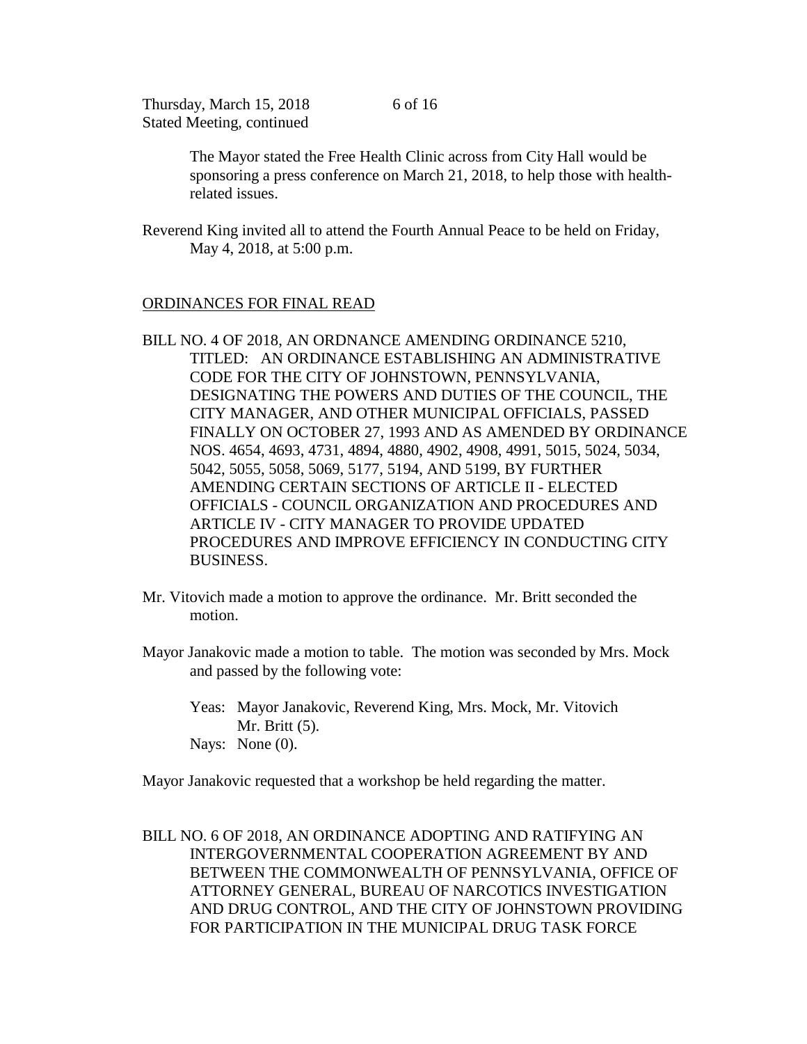The Mayor stated the Free Health Clinic across from City Hall would be sponsoring a press conference on March 21, 2018, to help those with health-related issues.

Reverend King invited all to attend the Fourth Annual Peace to be held on Friday, May 4, 2018, at 5:00 p.m.

ORDINANCES FOR FINAL READ

BILL NO. 4 OF 2018, AN ORDNANCE AMENDING ORDINANCE 5210, TITLED: AN ORDINANCE ESTABLISHING AN ADMINISTRATIVE CODE FOR THE CITY OF JOHNSTOWN, PENNSYLVANIA, DESIGNATING THE POWERS AND DUTIES OF THE COUNCIL, THE CITY MANAGER, AND OTHER MUNICIPAL OFFICIALS, PASSED FINALLY ON OCTOBER 27, 1993 AND AS AMENDED BY ORDINANCE NOS. 4654, 4693, 4731, 4894, 4880, 4902, 4908, 4991, 5015, 5024, 5034, 5042, 5055, 5058, 5069, 5177, 5194, AND 5199, BY FURTHER AMENDING CERTAIN SECTIONS OF ARTICLE II - ELECTED OFFICIALS - COUNCIL ORGANIZATION AND PROCEDURES AND ARTICLE IV - CITY MANAGER TO PROVIDE UPDATED PROCEDURES AND IMPROVE EFFICIENCY IN CONDUCTING CITY BUSINESS.

Mr. Vitovich made a motion to approve the ordinance. Mr. Britt seconded the motion.

Mayor Janakovic made a motion to table. The motion was seconded by Mrs. Mock and passed by the following vote:

Yeas: Mayor Janakovic, Reverend King, Mrs. Mock, Mr. Vitovich Mr. Britt (5).
Nays: None (0).

Mayor Janakovic requested that a workshop be held regarding the matter.

BILL NO. 6 OF 2018, AN ORDINANCE ADOPTING AND RATIFYING AN INTERGOVERNMENTAL COOPERATION AGREEMENT BY AND BETWEEN THE COMMONWEALTH OF PENNSYLVANIA, OFFICE OF ATTORNEY GENERAL, BUREAU OF NARCOTICS INVESTIGATION AND DRUG CONTROL, AND THE CITY OF JOHNSTOWN PROVIDING FOR PARTICIPATION IN THE MUNICIPAL DRUG TASK FORCE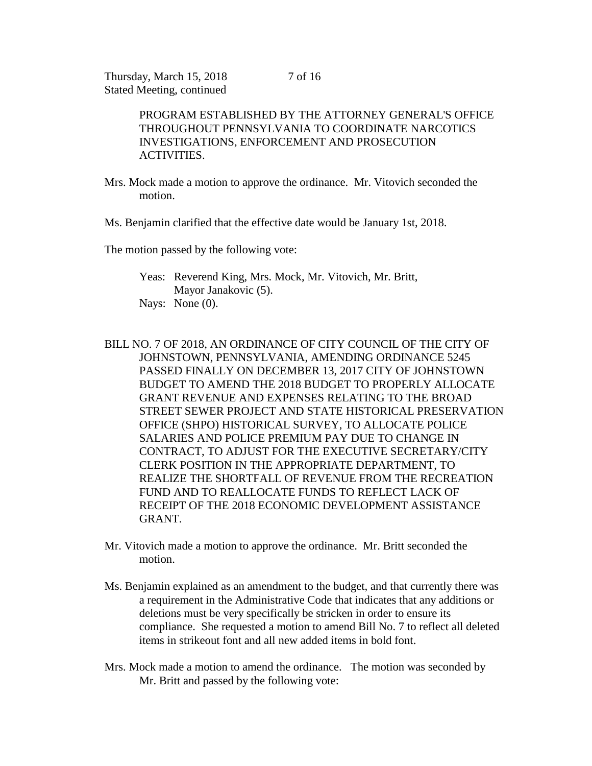PROGRAM ESTABLISHED BY THE ATTORNEY GENERAL'S OFFICE THROUGHOUT PENNSYLVANIA TO COORDINATE NARCOTICS INVESTIGATIONS, ENFORCEMENT AND PROSECUTION ACTIVITIES.

Mrs. Mock made a motion to approve the ordinance. Mr. Vitovich seconded the motion.

Ms. Benjamin clarified that the effective date would be January 1st, 2018.

The motion passed by the following vote:

Yeas: Reverend King, Mrs. Mock, Mr. Vitovich, Mr. Britt, Mayor Janakovic (5).
Nays: None (0).

BILL NO. 7 OF 2018, AN ORDINANCE OF CITY COUNCIL OF THE CITY OF JOHNSTOWN, PENNSYLVANIA, AMENDING ORDINANCE 5245 PASSED FINALLY ON DECEMBER 13, 2017 CITY OF JOHNSTOWN BUDGET TO AMEND THE 2018 BUDGET TO PROPERLY ALLOCATE GRANT REVENUE AND EXPENSES RELATING TO THE BROAD STREET SEWER PROJECT AND STATE HISTORICAL PRESERVATION OFFICE (SHPO) HISTORICAL SURVEY, TO ALLOCATE POLICE SALARIES AND POLICE PREMIUM PAY DUE TO CHANGE IN CONTRACT, TO ADJUST FOR THE EXECUTIVE SECRETARY/CITY CLERK POSITION IN THE APPROPRIATE DEPARTMENT, TO REALIZE THE SHORTFALL OF REVENUE FROM THE RECREATION FUND AND TO REALLOCATE FUNDS TO REFLECT LACK OF RECEIPT OF THE 2018 ECONOMIC DEVELOPMENT ASSISTANCE GRANT.

Mr. Vitovich made a motion to approve the ordinance. Mr. Britt seconded the motion.

Ms. Benjamin explained as an amendment to the budget, and that currently there was a requirement in the Administrative Code that indicates that any additions or deletions must be very specifically be stricken in order to ensure its compliance. She requested a motion to amend Bill No. 7 to reflect all deleted items in strikeout font and all new added items in bold font.

Mrs. Mock made a motion to amend the ordinance. The motion was seconded by Mr. Britt and passed by the following vote: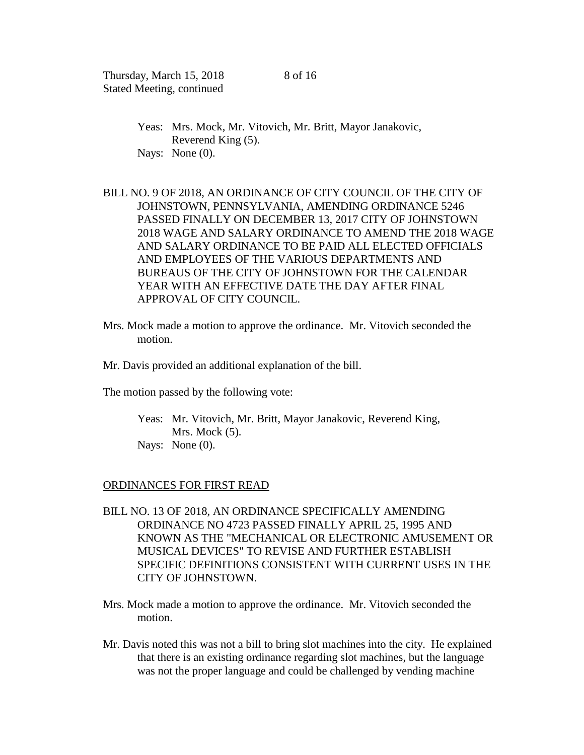Yeas: Mrs. Mock, Mr. Vitovich, Mr. Britt, Mayor Janakovic, Reverend King (5).
Nays: None (0).

BILL NO. 9 OF 2018, AN ORDINANCE OF CITY COUNCIL OF THE CITY OF JOHNSTOWN, PENNSYLVANIA, AMENDING ORDINANCE 5246 PASSED FINALLY ON DECEMBER 13, 2017 CITY OF JOHNSTOWN 2018 WAGE AND SALARY ORDINANCE TO AMEND THE 2018 WAGE AND SALARY ORDINANCE TO BE PAID ALL ELECTED OFFICIALS AND EMPLOYEES OF THE VARIOUS DEPARTMENTS AND BUREAUS OF THE CITY OF JOHNSTOWN FOR THE CALENDAR YEAR WITH AN EFFECTIVE DATE THE DAY AFTER FINAL APPROVAL OF CITY COUNCIL.

Mrs. Mock made a motion to approve the ordinance. Mr. Vitovich seconded the motion.

Mr. Davis provided an additional explanation of the bill.

The motion passed by the following vote:

Yeas: Mr. Vitovich, Mr. Britt, Mayor Janakovic, Reverend King, Mrs. Mock (5).
Nays: None (0).

<u>ORDINANCES FOR FIRST READ</u>

BILL NO. 13 OF 2018, AN ORDINANCE SPECIFICALLY AMENDING ORDINANCE NO 4723 PASSED FINALLY APRIL 25, 1995 AND KNOWN AS THE "MECHANICAL OR ELECTRONIC AMUSEMENT OR MUSICAL DEVICES" TO REVISE AND FURTHER ESTABLISH SPECIFIC DEFINITIONS CONSISTENT WITH CURRENT USES IN THE CITY OF JOHNSTOWN.

Mrs. Mock made a motion to approve the ordinance. Mr. Vitovich seconded the motion.

Mr. Davis noted this was not a bill to bring slot machines into the city. He explained that there is an existing ordinance regarding slot machines, but the language was not the proper language and could be challenged by vending machine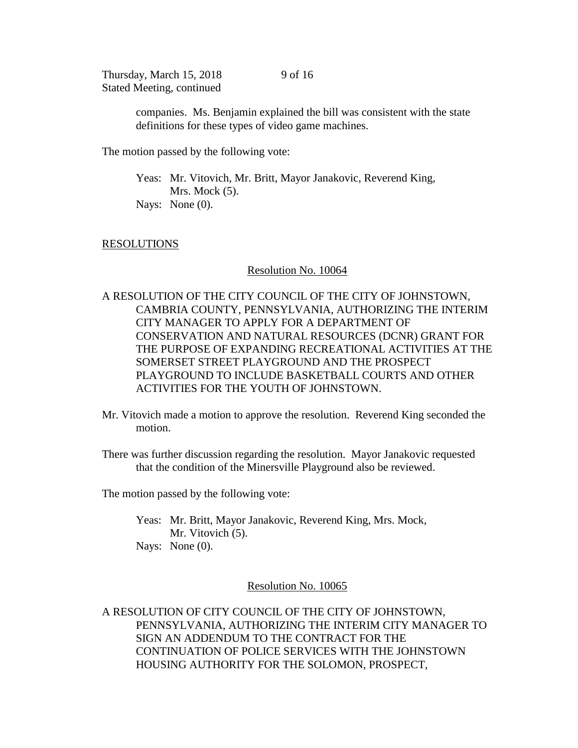companies. Ms. Benjamin explained the bill was consistent with the state definitions for these types of video game machines.

The motion passed by the following vote:

Yeas: Mr. Vitovich, Mr. Britt, Mayor Janakovic, Reverend King, Mrs. Mock (5).
Nays: None (0).

## RESOLUTIONS

### Resolution No. 10064

A RESOLUTION OF THE CITY COUNCIL OF THE CITY OF JOHNSTOWN, CAMBRIA COUNTY, PENNSYLVANIA, AUTHORIZING THE INTERIM CITY MANAGER TO APPLY FOR A DEPARTMENT OF CONSERVATION AND NATURAL RESOURCES (DCNR) GRANT FOR THE PURPOSE OF EXPANDING RECREATIONAL ACTIVITIES AT THE SOMERSET STREET PLAYGROUND AND THE PROSPECT PLAYGROUND TO INCLUDE BASKETBALL COURTS AND OTHER ACTIVITIES FOR THE YOUTH OF JOHNSTOWN.

Mr. Vitovich made a motion to approve the resolution. Reverend King seconded the motion.

There was further discussion regarding the resolution. Mayor Janakovic requested that the condition of the Minersville Playground also be reviewed.

The motion passed by the following vote:

Yeas: Mr. Britt, Mayor Janakovic, Reverend King, Mrs. Mock, Mr. Vitovich (5).
Nays: None (0).

### Resolution No. 10065

A RESOLUTION OF CITY COUNCIL OF THE CITY OF JOHNSTOWN, PENNSYLVANIA, AUTHORIZING THE INTERIM CITY MANAGER TO SIGN AN ADDENDUM TO THE CONTRACT FOR THE CONTINUATION OF POLICE SERVICES WITH THE JOHNSTOWN HOUSING AUTHORITY FOR THE SOLOMON, PROSPECT,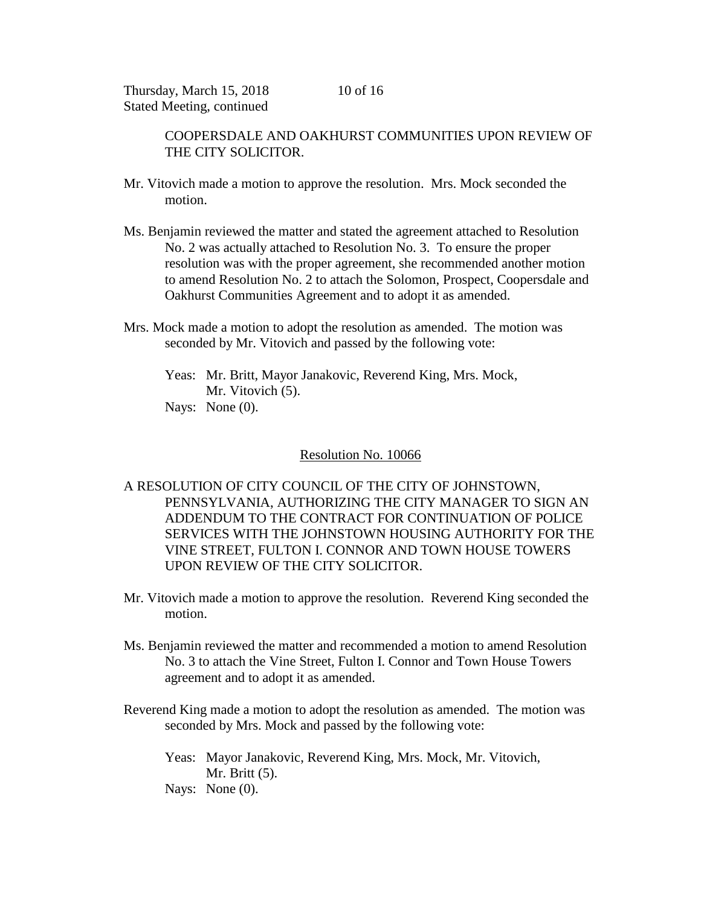COOPERSDALE AND OAKHURST COMMUNITIES UPON REVIEW OF THE CITY SOLICITOR.

Mr. Vitovich made a motion to approve the resolution. Mrs. Mock seconded the motion.

Ms. Benjamin reviewed the matter and stated the agreement attached to Resolution No. 2 was actually attached to Resolution No. 3. To ensure the proper resolution was with the proper agreement, she recommended another motion to amend Resolution No. 2 to attach the Solomon, Prospect, Coopersdale and Oakhurst Communities Agreement and to adopt it as amended.

Mrs. Mock made a motion to adopt the resolution as amended. The motion was seconded by Mr. Vitovich and passed by the following vote:

Yeas: Mr. Britt, Mayor Janakovic, Reverend King, Mrs. Mock, Mr. Vitovich (5).
Nays: None (0).

<u>Resolution No. 10066</u>

A RESOLUTION OF CITY COUNCIL OF THE CITY OF JOHNSTOWN, PENNSYLVANIA, AUTHORIZING THE CITY MANAGER TO SIGN AN ADDENDUM TO THE CONTRACT FOR CONTINUATION OF POLICE SERVICES WITH THE JOHNSTOWN HOUSING AUTHORITY FOR THE VINE STREET, FULTON I. CONNOR AND TOWN HOUSE TOWERS UPON REVIEW OF THE CITY SOLICITOR.

Mr. Vitovich made a motion to approve the resolution. Reverend King seconded the motion.

Ms. Benjamin reviewed the matter and recommended a motion to amend Resolution No. 3 to attach the Vine Street, Fulton I. Connor and Town House Towers agreement and to adopt it as amended.

Reverend King made a motion to adopt the resolution as amended. The motion was seconded by Mrs. Mock and passed by the following vote:

Yeas: Mayor Janakovic, Reverend King, Mrs. Mock, Mr. Vitovich, Mr. Britt (5).
Nays: None (0).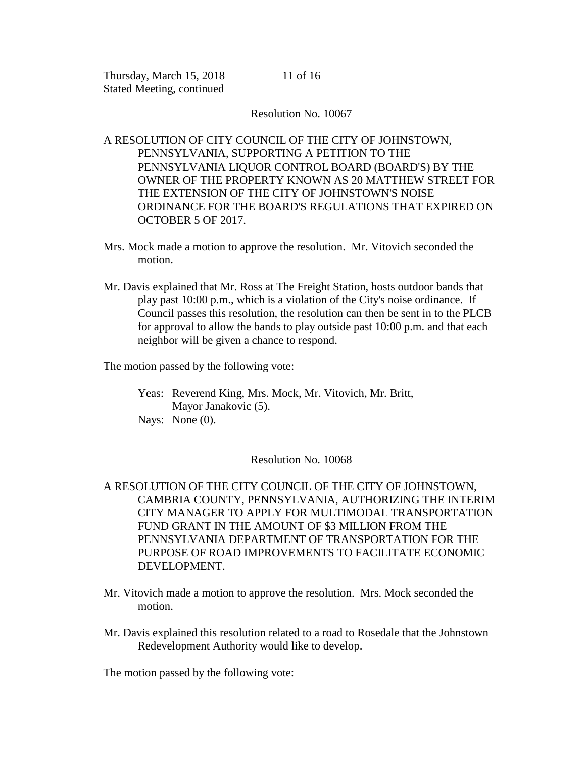Resolution No. 10067

A RESOLUTION OF CITY COUNCIL OF THE CITY OF JOHNSTOWN, PENNSYLVANIA, SUPPORTING A PETITION TO THE PENNSYLVANIA LIQUOR CONTROL BOARD (BOARD'S) BY THE OWNER OF THE PROPERTY KNOWN AS 20 MATTHEW STREET FOR THE EXTENSION OF THE CITY OF JOHNSTOWN'S NOISE ORDINANCE FOR THE BOARD'S REGULATIONS THAT EXPIRED ON OCTOBER 5 OF 2017.

Mrs. Mock made a motion to approve the resolution. Mr. Vitovich seconded the motion.

Mr. Davis explained that Mr. Ross at The Freight Station, hosts outdoor bands that play past 10:00 p.m., which is a violation of the City's noise ordinance. If Council passes this resolution, the resolution can then be sent in to the PLCB for approval to allow the bands to play outside past 10:00 p.m. and that each neighbor will be given a chance to respond.

The motion passed by the following vote:

Yeas: Reverend King, Mrs. Mock, Mr. Vitovich, Mr. Britt, Mayor Janakovic (5).
Nays: None (0).

Resolution No. 10068

A RESOLUTION OF THE CITY COUNCIL OF THE CITY OF JOHNSTOWN, CAMBRIA COUNTY, PENNSYLVANIA, AUTHORIZING THE INTERIM CITY MANAGER TO APPLY FOR MULTIMODAL TRANSPORTATION FUND GRANT IN THE AMOUNT OF $3 MILLION FROM THE PENNSYLVANIA DEPARTMENT OF TRANSPORTATION FOR THE PURPOSE OF ROAD IMPROVEMENTS TO FACILITATE ECONOMIC DEVELOPMENT.

Mr. Vitovich made a motion to approve the resolution. Mrs. Mock seconded the motion.

Mr. Davis explained this resolution related to a road to Rosedale that the Johnstown Redevelopment Authority would like to develop.

The motion passed by the following vote: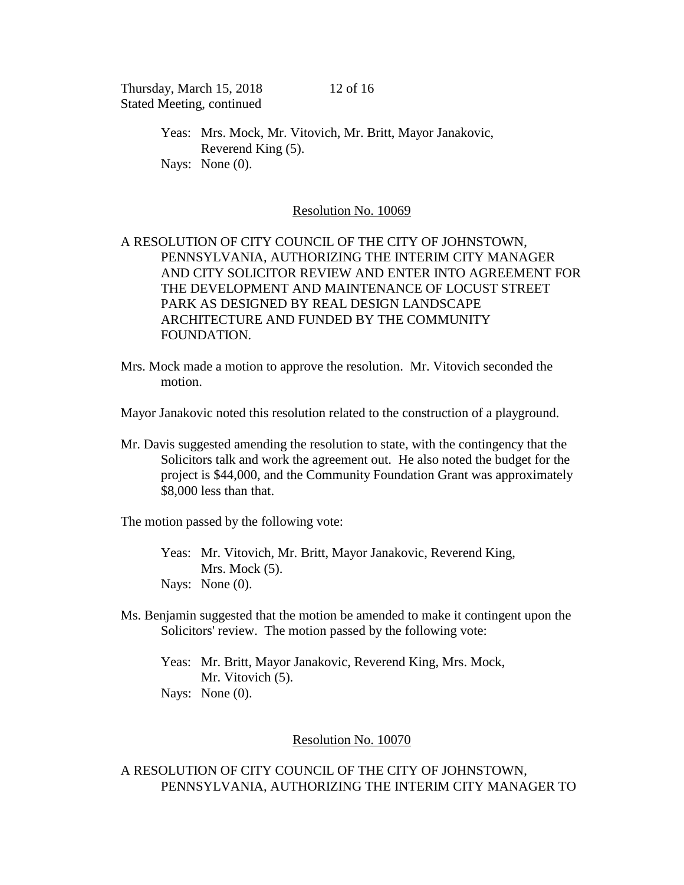Yeas: Mrs. Mock, Mr. Vitovich, Mr. Britt, Mayor Janakovic, Reverend King (5).
Nays: None (0).

## Resolution No. 10069

A RESOLUTION OF CITY COUNCIL OF THE CITY OF JOHNSTOWN, PENNSYLVANIA, AUTHORIZING THE INTERIM CITY MANAGER AND CITY SOLICITOR REVIEW AND ENTER INTO AGREEMENT FOR THE DEVELOPMENT AND MAINTENANCE OF LOCUST STREET PARK AS DESIGNED BY REAL DESIGN LANDSCAPE ARCHITECTURE AND FUNDED BY THE COMMUNITY FOUNDATION.

Mrs. Mock made a motion to approve the resolution. Mr. Vitovich seconded the motion.

Mayor Janakovic noted this resolution related to the construction of a playground.

Mr. Davis suggested amending the resolution to state, with the contingency that the Solicitors talk and work the agreement out. He also noted the budget for the project is $44,000, and the Community Foundation Grant was approximately $8,000 less than that.

The motion passed by the following vote:

Yeas: Mr. Vitovich, Mr. Britt, Mayor Janakovic, Reverend King, Mrs. Mock (5).
Nays: None (0).

Ms. Benjamin suggested that the motion be amended to make it contingent upon the Solicitors' review. The motion passed by the following vote:

Yeas: Mr. Britt, Mayor Janakovic, Reverend King, Mrs. Mock, Mr. Vitovich (5).
Nays: None (0).

## Resolution No. 10070

A RESOLUTION OF CITY COUNCIL OF THE CITY OF JOHNSTOWN, PENNSYLVANIA, AUTHORIZING THE INTERIM CITY MANAGER TO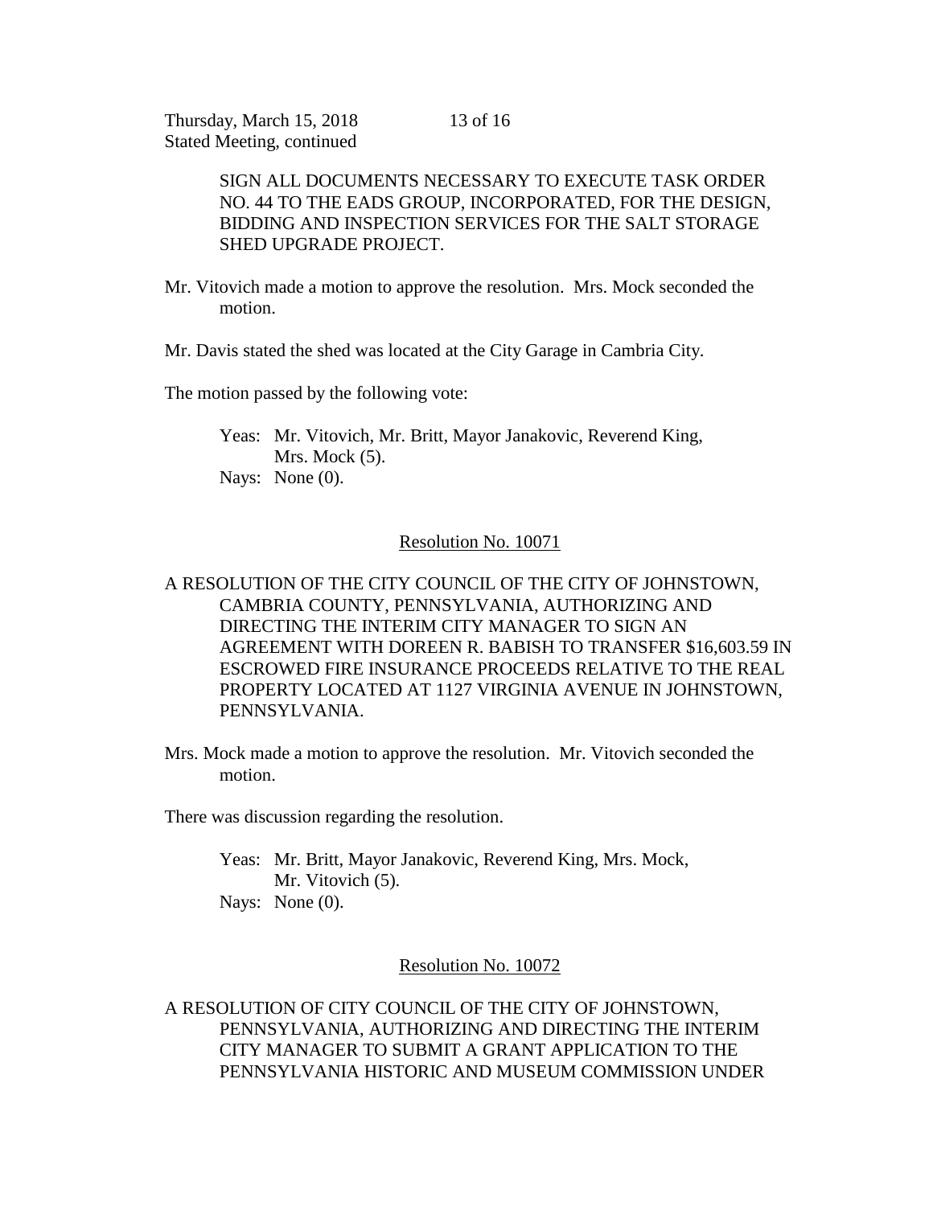SIGN ALL DOCUMENTS NECESSARY TO EXECUTE TASK ORDER NO. 44 TO THE EADS GROUP, INCORPORATED, FOR THE DESIGN, BIDDING AND INSPECTION SERVICES FOR THE SALT STORAGE SHED UPGRADE PROJECT.

Mr. Vitovich made a motion to approve the resolution. Mrs. Mock seconded the motion.

Mr. Davis stated the shed was located at the City Garage in Cambria City.

The motion passed by the following vote:

Yeas: Mr. Vitovich, Mr. Britt, Mayor Janakovic, Reverend King, Mrs. Mock (5).
Nays: None (0).

Resolution No. 10071

A RESOLUTION OF THE CITY COUNCIL OF THE CITY OF JOHNSTOWN, CAMBRIA COUNTY, PENNSYLVANIA, AUTHORIZING AND DIRECTING THE INTERIM CITY MANAGER TO SIGN AN AGREEMENT WITH DOREEN R. BABISH TO TRANSFER $16,603.59 IN ESCROWED FIRE INSURANCE PROCEEDS RELATIVE TO THE REAL PROPERTY LOCATED AT 1127 VIRGINIA AVENUE IN JOHNSTOWN, PENNSYLVANIA.

Mrs. Mock made a motion to approve the resolution. Mr. Vitovich seconded the motion.

There was discussion regarding the resolution.

Yeas: Mr. Britt, Mayor Janakovic, Reverend King, Mrs. Mock, Mr. Vitovich (5).
Nays: None (0).

Resolution No. 10072

A RESOLUTION OF CITY COUNCIL OF THE CITY OF JOHNSTOWN, PENNSYLVANIA, AUTHORIZING AND DIRECTING THE INTERIM CITY MANAGER TO SUBMIT A GRANT APPLICATION TO THE PENNSYLVANIA HISTORIC AND MUSEUM COMMISSION UNDER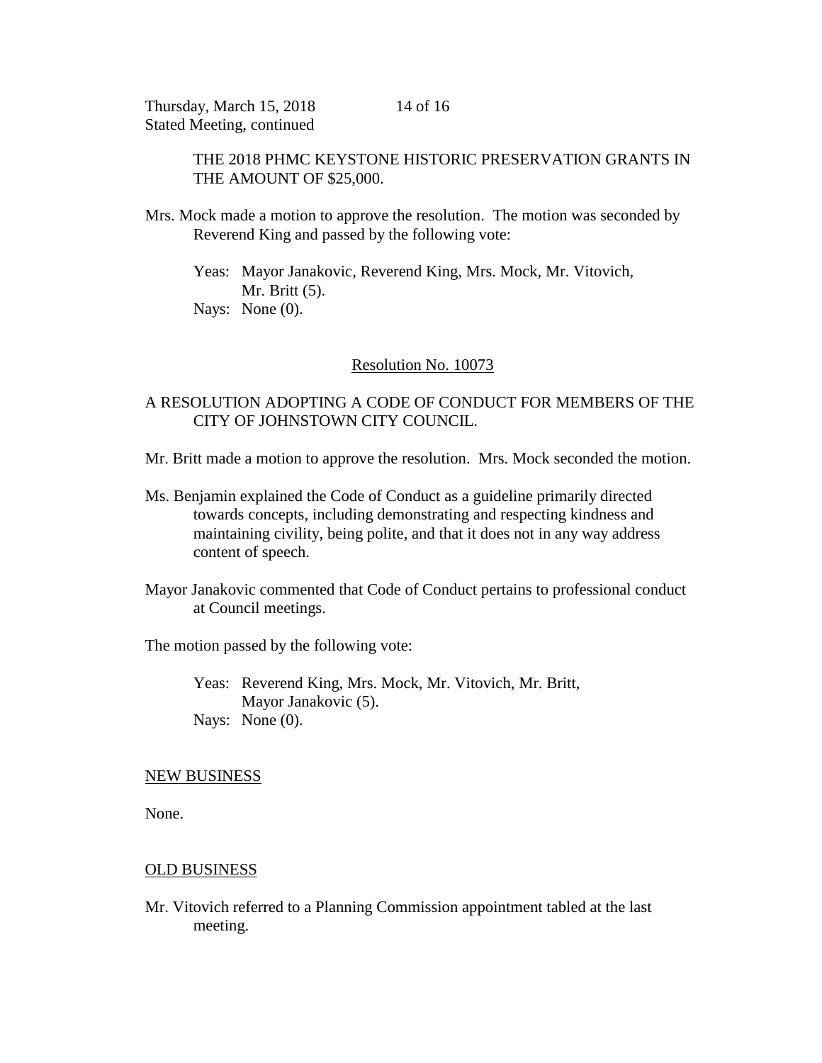THE 2018 PHMC KEYSTONE HISTORIC PRESERVATION GRANTS IN THE AMOUNT OF $25,000.

Mrs. Mock made a motion to approve the resolution. The motion was seconded by Reverend King and passed by the following vote:

Yeas: Mayor Janakovic, Reverend King, Mrs. Mock, Mr. Vitovich, Mr. Britt (5).
Nays: None (0).

Resolution No. 10073

A RESOLUTION ADOPTING A CODE OF CONDUCT FOR MEMBERS OF THE CITY OF JOHNSTOWN CITY COUNCIL.

Mr. Britt made a motion to approve the resolution. Mrs. Mock seconded the motion.

Ms. Benjamin explained the Code of Conduct as a guideline primarily directed towards concepts, including demonstrating and respecting kindness and maintaining civility, being polite, and that it does not in any way address content of speech.

Mayor Janakovic commented that Code of Conduct pertains to professional conduct at Council meetings.

The motion passed by the following vote:

Yeas: Reverend King, Mrs. Mock, Mr. Vitovich, Mr. Britt, Mayor Janakovic (5).
Nays: None (0).

NEW BUSINESS

None.

OLD BUSINESS

Mr. Vitovich referred to a Planning Commission appointment tabled at the last meeting.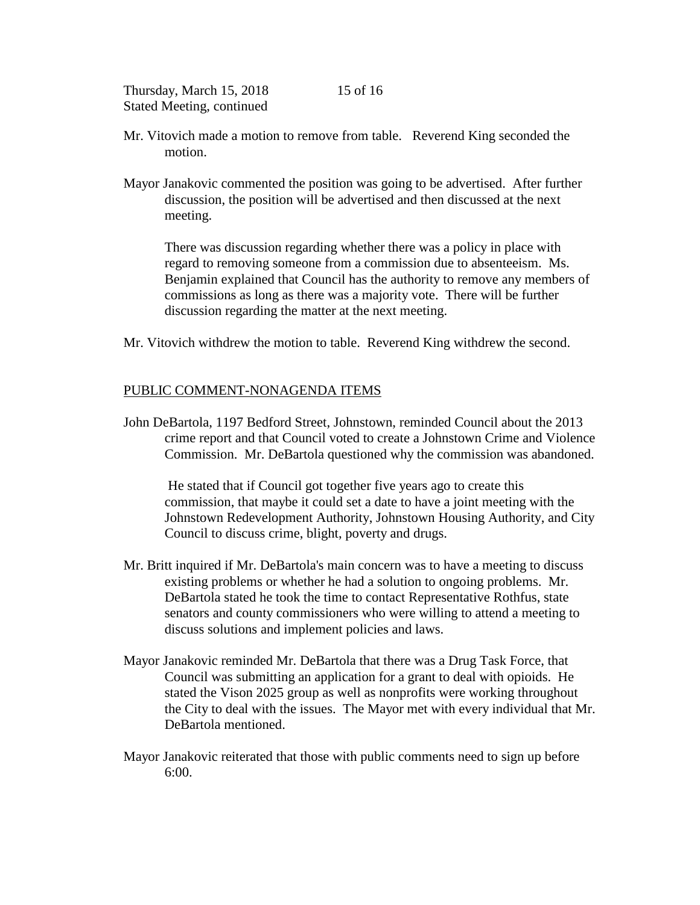Mr. Vitovich made a motion to remove from table. Reverend King seconded the motion.

Mayor Janakovic commented the position was going to be advertised. After further discussion, the position will be advertised and then discussed at the next meeting.

There was discussion regarding whether there was a policy in place with regard to removing someone from a commission due to absenteeism. Ms. Benjamin explained that Council has the authority to remove any members of commissions as long as there was a majority vote. There will be further discussion regarding the matter at the next meeting.

Mr. Vitovich withdrew the motion to table. Reverend King withdrew the second.

## PUBLIC COMMENT-NONAGENDA ITEMS

John DeBartola, 1197 Bedford Street, Johnstown, reminded Council about the 2013 crime report and that Council voted to create a Johnstown Crime and Violence Commission. Mr. DeBartola questioned why the commission was abandoned.

He stated that if Council got together five years ago to create this commission, that maybe it could set a date to have a joint meeting with the Johnstown Redevelopment Authority, Johnstown Housing Authority, and City Council to discuss crime, blight, poverty and drugs.

Mr. Britt inquired if Mr. DeBartola's main concern was to have a meeting to discuss existing problems or whether he had a solution to ongoing problems. Mr. DeBartola stated he took the time to contact Representative Rothfus, state senators and county commissioners who were willing to attend a meeting to discuss solutions and implement policies and laws.

Mayor Janakovic reminded Mr. DeBartola that there was a Drug Task Force, that Council was submitting an application for a grant to deal with opioids. He stated the Vison 2025 group as well as nonprofits were working throughout the City to deal with the issues. The Mayor met with every individual that Mr. DeBartola mentioned.

Mayor Janakovic reiterated that those with public comments need to sign up before 6:00.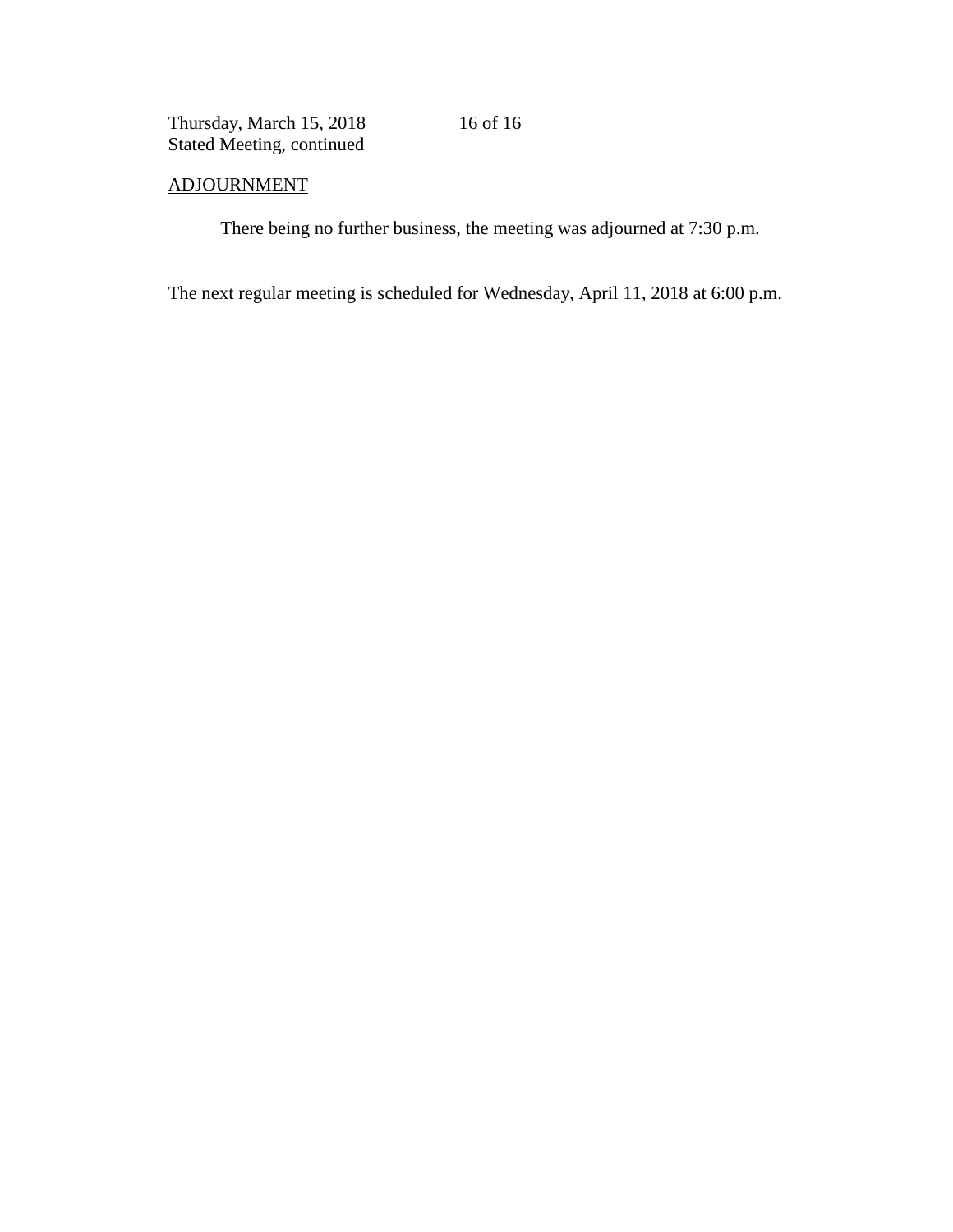## ADJOURNMENT

There being no further business, the meeting was adjourned at 7:30 p.m.

The next regular meeting is scheduled for Wednesday, April 11, 2018 at 6:00 p.m.